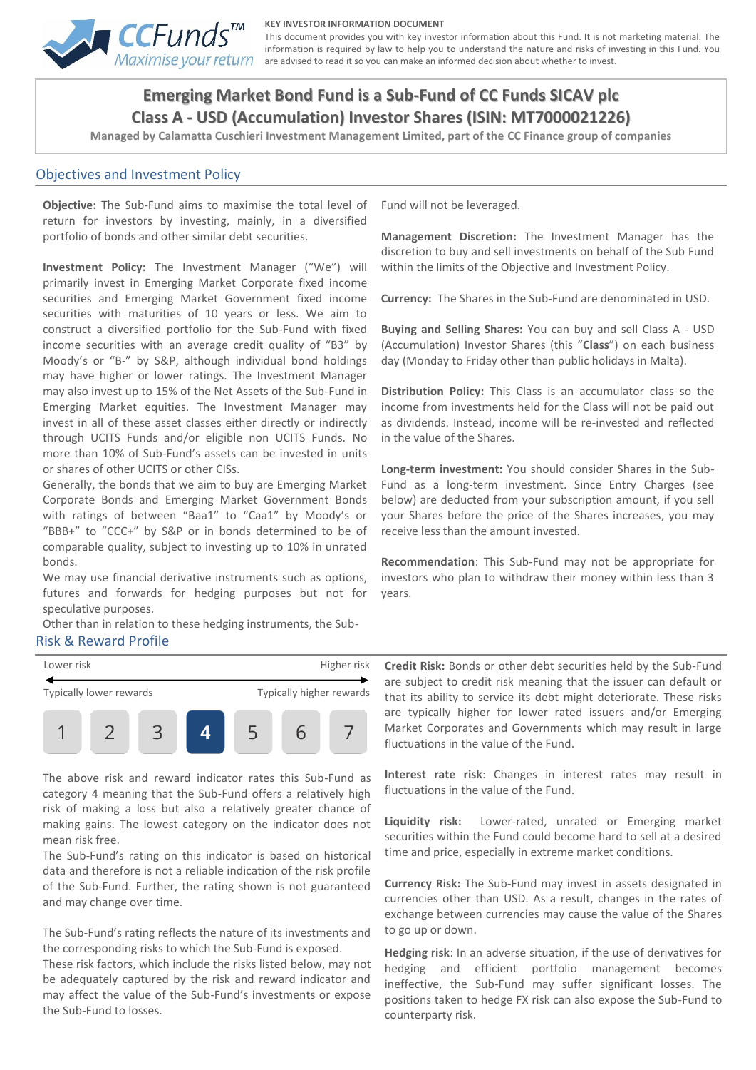CCFunds™ Maximise your return

KEY INVESTOR INFORMATION DOCUMENT

This document provides you with key investor information about this Fund. It is not marketing material. The information is required by law to help you to understand the nature and risks of investing in this Fund. You are advised to read it so you can make an informed decision about whether to invest.

# Emerging Market Bond Fund is a Sub-Fund of CC Funds SICAV plc
# Class A - USD (Accumulation) Investor Shares (ISIN: MT7000021226)

**Managed by Calamatta Cuschieri Investment Management Limited, part of the CC Finance group of companies**

## Objectives and Investment Policy

**Objective:** The Sub-Fund aims to maximise the total level of return for investors by investing, mainly, in a diversified portfolio of bonds and other similar debt securities.

**Investment Policy:** The Investment Manager ("We") will primarily invest in Emerging Market Corporate fixed income securities and Emerging Market Government fixed income securities with maturities of 10 years or less. We aim to construct a diversified portfolio for the Sub-Fund with fixed income securities with an average credit quality of "B3" by Moody's or "B-" by S&P, although individual bond holdings may have higher or lower ratings. The Investment Manager may also invest up to 15% of the Net Assets of the Sub-Fund in Emerging Market equities. The Investment Manager may invest in all of these asset classes either directly or indirectly through UCITS Funds and/or eligible non UCITS Funds. No more than 10% of Sub-Fund's assets can be invested in units or shares of other UCITS or other CISs.

Generally, the bonds that we aim to buy are Emerging Market Corporate Bonds and Emerging Market Government Bonds with ratings of between "Baa1" to "Caa1" by Moody's or "BBB+" to "CCC+" by S&P or in bonds determined to be of comparable quality, subject to investing up to 10% in unrated bonds.

We may use financial derivative instruments such as options, futures and forwards for hedging purposes but not for speculative purposes.

Other than in relation to these hedging instruments, the Sub-Fund will not be leveraged.

**Management Discretion:** The Investment Manager has the discretion to buy and sell investments on behalf of the Sub Fund within the limits of the Objective and Investment Policy.

**Currency:** The Shares in the Sub-Fund are denominated in USD.

**Buying and Selling Shares:** You can buy and sell Class A - USD (Accumulation) Investor Shares (this "**Class**") on each business day (Monday to Friday other than public holidays in Malta).

**Distribution Policy:** This Class is an accumulator class so the income from investments held for the Class will not be paid out as dividends. Instead, income will be re-invested and reflected in the value of the Shares.

**Long-term investment:** You should consider Shares in the Sub-Fund as a long-term investment. Since Entry Charges (see below) are deducted from your subscription amount, if you sell your Shares before the price of the Shares increases, you may receive less than the amount invested.

**Recommendation**: This Sub-Fund may not be appropriate for investors who plan to withdraw their money within less than 3 years.

## Risk & Reward Profile

| Lower risk | | | | | | Higher risk |
|---|---|---|---|---|---|---|
| Typically lower rewards | | | | | | Typically higher rewards |
| 1 | 2 | 3 | **4** | 5 | 6 | 7 |

The above risk and reward indicator rates this Sub-Fund as category 4 meaning that the Sub-Fund offers a relatively high risk of making a loss but also a relatively greater chance of making gains. The lowest category on the indicator does not mean risk free.

The Sub-Fund's rating on this indicator is based on historical data and therefore is not a reliable indication of the risk profile of the Sub-Fund. Further, the rating shown is not guaranteed and may change over time.

The Sub-Fund's rating reflects the nature of its investments and the corresponding risks to which the Sub-Fund is exposed.

These risk factors, which include the risks listed below, may not be adequately captured by the risk and reward indicator and may affect the value of the Sub-Fund's investments or expose the Sub-Fund to losses.

**Credit Risk:** Bonds or other debt securities held by the Sub-Fund are subject to credit risk meaning that the issuer can default or that its ability to service its debt might deteriorate. These risks are typically higher for lower rated issuers and/or Emerging Market Corporates and Governments which may result in large fluctuations in the value of the Fund.

**Interest rate risk**: Changes in interest rates may result in fluctuations in the value of the Fund.

**Liquidity risk:** Lower-rated, unrated or Emerging market securities within the Fund could become hard to sell at a desired time and price, especially in extreme market conditions.

**Currency Risk:** The Sub-Fund may invest in assets designated in currencies other than USD. As a result, changes in the rates of exchange between currencies may cause the value of the Shares to go up or down.

**Hedging risk**: In an adverse situation, if the use of derivatives for hedging and efficient portfolio management becomes ineffective, the Sub-Fund may suffer significant losses. The positions taken to hedge FX risk can also expose the Sub-Fund to counterparty risk.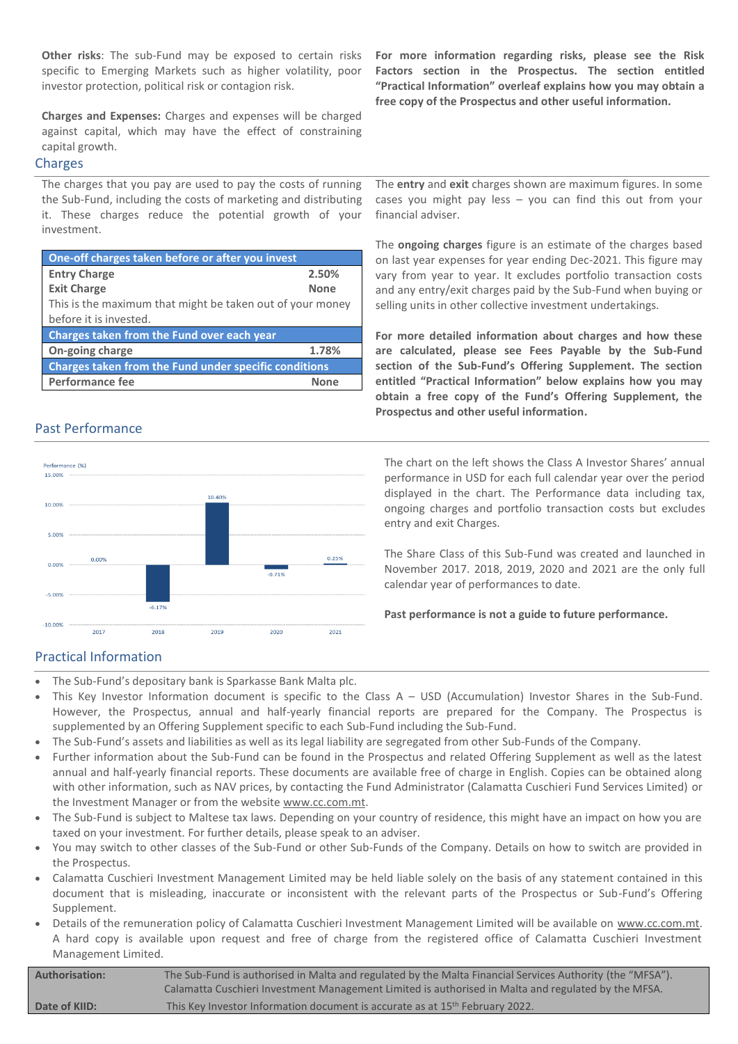**Other risks**: The sub-Fund may be exposed to certain risks specific to Emerging Markets such as higher volatility, poor investor protection, political risk or contagion risk.

**Charges and Expenses:** Charges and expenses will be charged against capital, which may have the effect of constraining capital growth.

**For more information regarding risks, please see the Risk Factors section in the Prospectus. The section entitled "Practical Information" overleaf explains how you may obtain a free copy of the Prospectus and other useful information.**

## Charges

The charges that you pay are used to pay the costs of running the Sub-Fund, including the costs of marketing and distributing it. These charges reduce the potential growth of your investment.

| | |
|---|---|
| **One-off charges taken before or after you invest** | |
| **Entry Charge** | **2.50%** |
| **Exit Charge** | **None** |
| This is the maximum that might be taken out of your money before it is invested. | |
| **Charges taken from the Fund over each year** | |
| **On-going charge** | **1.78%** |
| **Charges taken from the Fund under specific conditions** | |
| **Performance fee** | **None** |

The **entry** and **exit** charges shown are maximum figures. In some cases you might pay less – you can find this out from your financial adviser.

The **ongoing charges** figure is an estimate of the charges based on last year expenses for year ending Dec-2021. This figure may vary from year to year. It excludes portfolio transaction costs and any entry/exit charges paid by the Sub-Fund when buying or selling units in other collective investment undertakings.

**For more detailed information about charges and how these are calculated, please see Fees Payable by the Sub-Fund section of the Sub-Fund's Offering Supplement. The section entitled "Practical Information" below explains how you may obtain a free copy of the Fund's Offering Supplement, the Prospectus and other useful information.**

## Past Performance

Performance (%)
15.00%
10.00%
5.00%
0.00%
-5.00%
-10.00%
0.00%
-6.17%
10.40%
-0.71%
0.25%
2017 2018 2019 2020 2021

The chart on the left shows the Class A Investor Shares' annual performance in USD for each full calendar year over the period displayed in the chart. The Performance data including tax, ongoing charges and portfolio transaction costs but excludes entry and exit Charges.

The Share Class of this Sub-Fund was created and launched in November 2017. 2018, 2019, 2020 and 2021 are the only full calendar year of performances to date.

**Past performance is not a guide to future performance.**

## Practical Information

- The Sub-Fund's depositary bank is Sparkasse Bank Malta plc.
- This Key Investor Information document is specific to the Class A – USD (Accumulation) Investor Shares in the Sub-Fund. However, the Prospectus, annual and half-yearly financial reports are prepared for the Company. The Prospectus is supplemented by an Offering Supplement specific to each Sub-Fund including the Sub-Fund.
- The Sub-Fund's assets and liabilities as well as its legal liability are segregated from other Sub-Funds of the Company.
- Further information about the Sub-Fund can be found in the Prospectus and related Offering Supplement as well as the latest annual and half-yearly financial reports. These documents are available free of charge in English. Copies can be obtained along with other information, such as NAV prices, by contacting the Fund Administrator (Calamatta Cuschieri Fund Services Limited) or the Investment Manager or from the website www.cc.com.mt.
- The Sub-Fund is subject to Maltese tax laws. Depending on your country of residence, this might have an impact on how you are taxed on your investment. For further details, please speak to an adviser.
- You may switch to other classes of the Sub-Fund or other Sub-Funds of the Company. Details on how to switch are provided in the Prospectus.
- Calamatta Cuschieri Investment Management Limited may be held liable solely on the basis of any statement contained in this document that is misleading, inaccurate or inconsistent with the relevant parts of the Prospectus or Sub-Fund's Offering Supplement.
- Details of the remuneration policy of Calamatta Cuschieri Investment Management Limited will be available on www.cc.com.mt. A hard copy is available upon request and free of charge from the registered office of Calamatta Cuschieri Investment Management Limited.

| | |
|---|---|
| **Authorisation:** | The Sub-Fund is authorised in Malta and regulated by the Malta Financial Services Authority (the "MFSA"). Calamatta Cuschieri Investment Management Limited is authorised in Malta and regulated by the MFSA. |
| **Date of KIID:** | This Key Investor Information document is accurate as at 15th February 2022. |